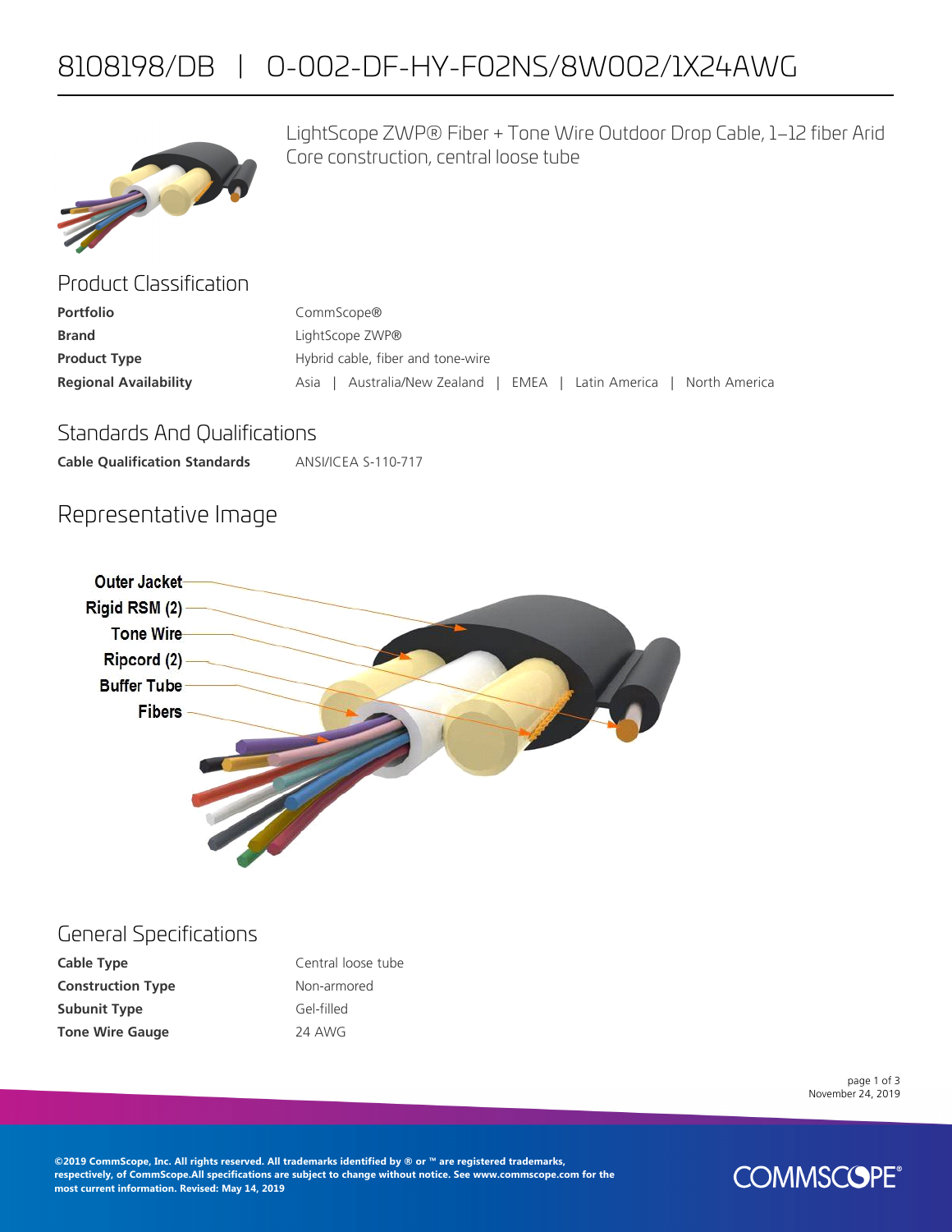# 8108198/DB | O-002-DF-HY-F02NS/8W002/1X24AWG

LightScope ZWP® Fiber + Tone Wire Outdoor Drop Cable, 1–12 fiber Arid Core construction, central loose tube

## Product Classification

| | |
|---|---|
| **Portfolio** | CommScope® |
| **Brand** | LightScope ZWP® |
| **Product Type** | Hybrid cable, fiber and tone-wire |
| **Regional Availability** | Asia \| Australia/New Zealand \| EMEA \| Latin America \| North America |

## Standards And Qualifications

| | |
|---|---|
| **Cable Qualification Standards** | ANSI/ICEA S-110-717 |

## Representative Image

Outer Jacket
Rigid RSM (2)
Tone Wire
Ripcord (2)
Buffer Tube
Fibers

## General Specifications

| | |
|---|---|
| **Cable Type** | Central loose tube |
| **Construction Type** | Non-armored |
| **Subunit Type** | Gel-filled |
| **Tone Wire Gauge** | 24 AWG |

November 24, 2019

©2019 CommScope, Inc. All rights reserved. All trademarks identified by ® or ™ are registered trademarks, respectively, of CommScope.All specifications are subject to change without notice. See www.commscope.com for the most current information. Revised: May 14, 2019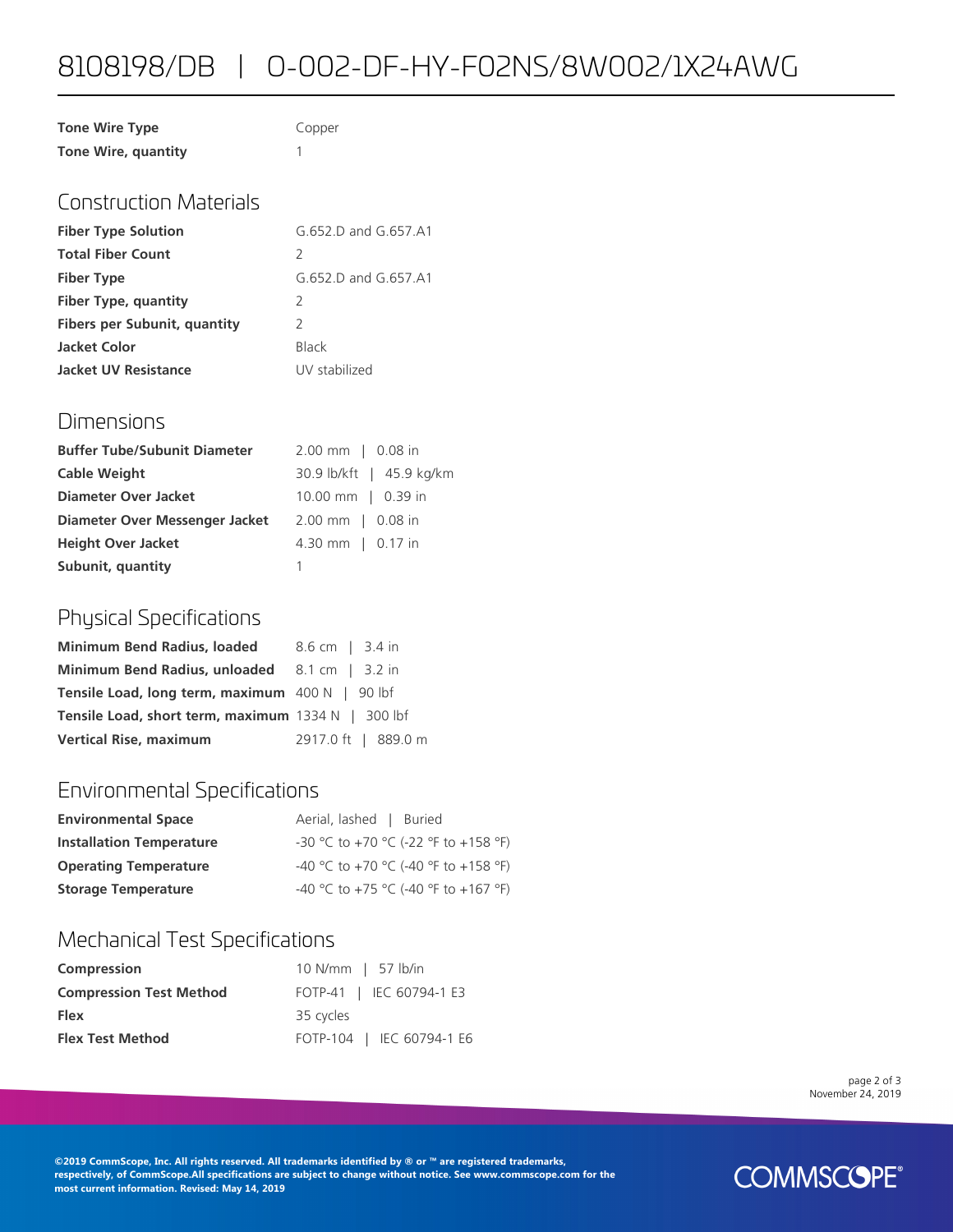# 8108198/DB | O-002-DF-HY-F02NS/8W002/1X24AWG

| | |
|---|---|
| **Tone Wire Type** | Copper |
| **Tone Wire, quantity** | 1 |

## Construction Materials

| | |
|---|---|
| **Fiber Type Solution** | G.652.D and G.657.A1 |
| **Total Fiber Count** | 2 |
| **Fiber Type** | G.652.D and G.657.A1 |
| **Fiber Type, quantity** | 2 |
| **Fibers per Subunit, quantity** | 2 |
| **Jacket Color** | Black |
| **Jacket UV Resistance** | UV stabilized |

## Dimensions

| | |
|---|---|
| **Buffer Tube/Subunit Diameter** | 2.00 mm \| 0.08 in |
| **Cable Weight** | 30.9 lb/kft \| 45.9 kg/km |
| **Diameter Over Jacket** | 10.00 mm \| 0.39 in |
| **Diameter Over Messenger Jacket** | 2.00 mm \| 0.08 in |
| **Height Over Jacket** | 4.30 mm \| 0.17 in |
| **Subunit, quantity** | 1 |

## Physical Specifications

| | |
|---|---|
| **Minimum Bend Radius, loaded** | 8.6 cm \| 3.4 in |
| **Minimum Bend Radius, unloaded** | 8.1 cm \| 3.2 in |
| **Tensile Load, long term, maximum** | 400 N \| 90 lbf |
| **Tensile Load, short term, maximum** | 1334 N \| 300 lbf |
| **Vertical Rise, maximum** | 2917.0 ft \| 889.0 m |

## Environmental Specifications

| | |
|---|---|
| **Environmental Space** | Aerial, lashed \| Buried |
| **Installation Temperature** | -30 °C to +70 °C (-22 °F to +158 °F) |
| **Operating Temperature** | -40 °C to +70 °C (-40 °F to +158 °F) |
| **Storage Temperature** | -40 °C to +75 °C (-40 °F to +167 °F) |

## Mechanical Test Specifications

| | |
|---|---|
| **Compression** | 10 N/mm \| 57 lb/in |
| **Compression Test Method** | FOTP-41 \| IEC 60794-1 E3 |
| **Flex** | 35 cycles |
| **Flex Test Method** | FOTP-104 \| IEC 60794-1 E6 |

November 24, 2019

**©2019 CommScope, Inc. All rights reserved. All trademarks identified by ® or ™ are registered trademarks, respectively, of CommScope.All specifications are subject to change without notice. See www.commscope.com for the most current information. Revised: May 14, 2019**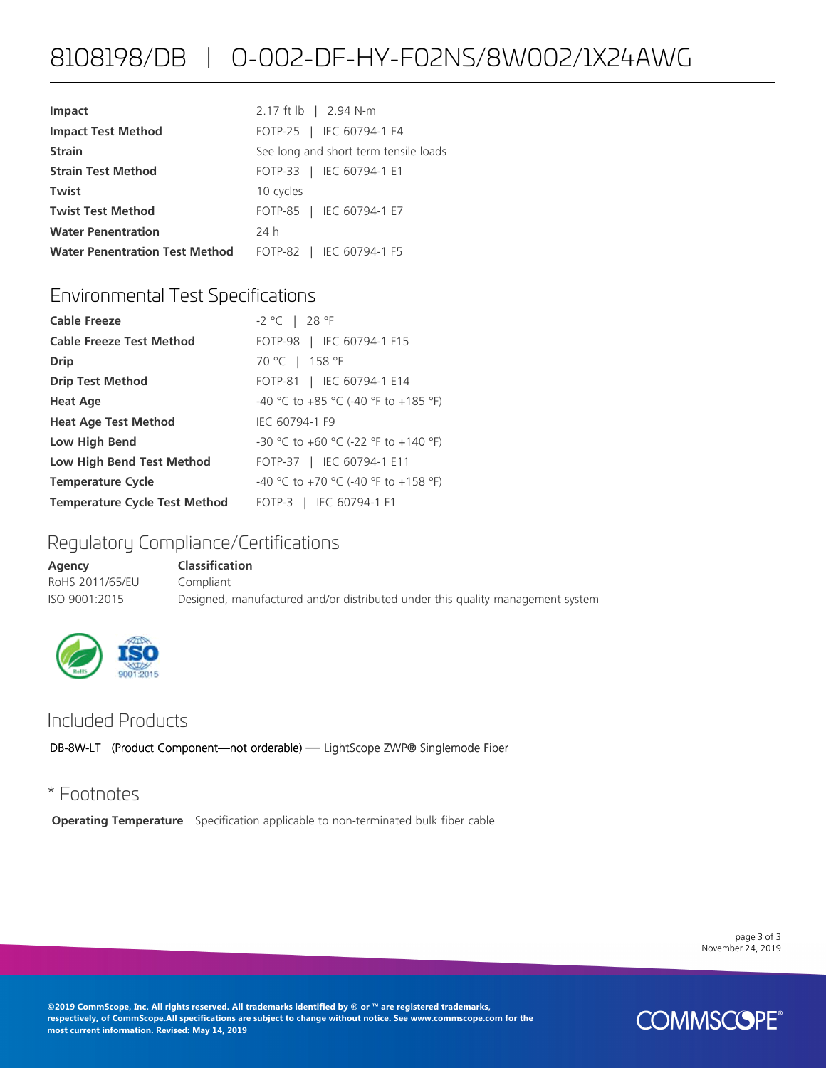# 8108198/DB | 0-002-DF-HY-F02NS/8W002/1X24AWG

| | |
|---|---|
| **Impact** | 2.17 ft lb \| 2.94 N-m |
| **Impact Test Method** | FOTP-25 \| IEC 60794-1 E4 |
| **Strain** | See long and short term tensile loads |
| **Strain Test Method** | FOTP-33 \| IEC 60794-1 E1 |
| **Twist** | 10 cycles |
| **Twist Test Method** | FOTP-85 \| IEC 60794-1 E7 |
| **Water Penentration** | 24 h |
| **Water Penentration Test Method** | FOTP-82 \| IEC 60794-1 F5 |

## Environmental Test Specifications

| | |
|---|---|
| **Cable Freeze** | -2 °C \| 28 °F |
| **Cable Freeze Test Method** | FOTP-98 \| IEC 60794-1 F15 |
| **Drip** | 70 °C \| 158 °F |
| **Drip Test Method** | FOTP-81 \| IEC 60794-1 E14 |
| **Heat Age** | -40 °C to +85 °C (-40 °F to +185 °F) |
| **Heat Age Test Method** | IEC 60794-1 F9 |
| **Low High Bend** | -30 °C to +60 °C (-22 °F to +140 °F) |
| **Low High Bend Test Method** | FOTP-37 \| IEC 60794-1 E11 |
| **Temperature Cycle** | -40 °C to +70 °C (-40 °F to +158 °F) |
| **Temperature Cycle Test Method** | FOTP-3 \| IEC 60794-1 F1 |

## Regulatory Compliance/Certifications

| Agency | Classification |
|---|---|
| RoHS 2011/65/EU | Compliant |
| ISO 9001:2015 | Designed, manufactured and/or distributed under this quality management system |

## Included Products

DB-8W-LT (Product Component—not orderable) — LightScope ZWP® Singlemode Fiber

## * Footnotes

**Operating Temperature** Specification applicable to non-terminated bulk fiber cable

©2019 CommScope, Inc. All rights reserved. All trademarks identified by ® or ™ are registered trademarks, respectively, of CommScope.All specifications are subject to change without notice. See www.commscope.com for the most current information. Revised: May 14, 2019